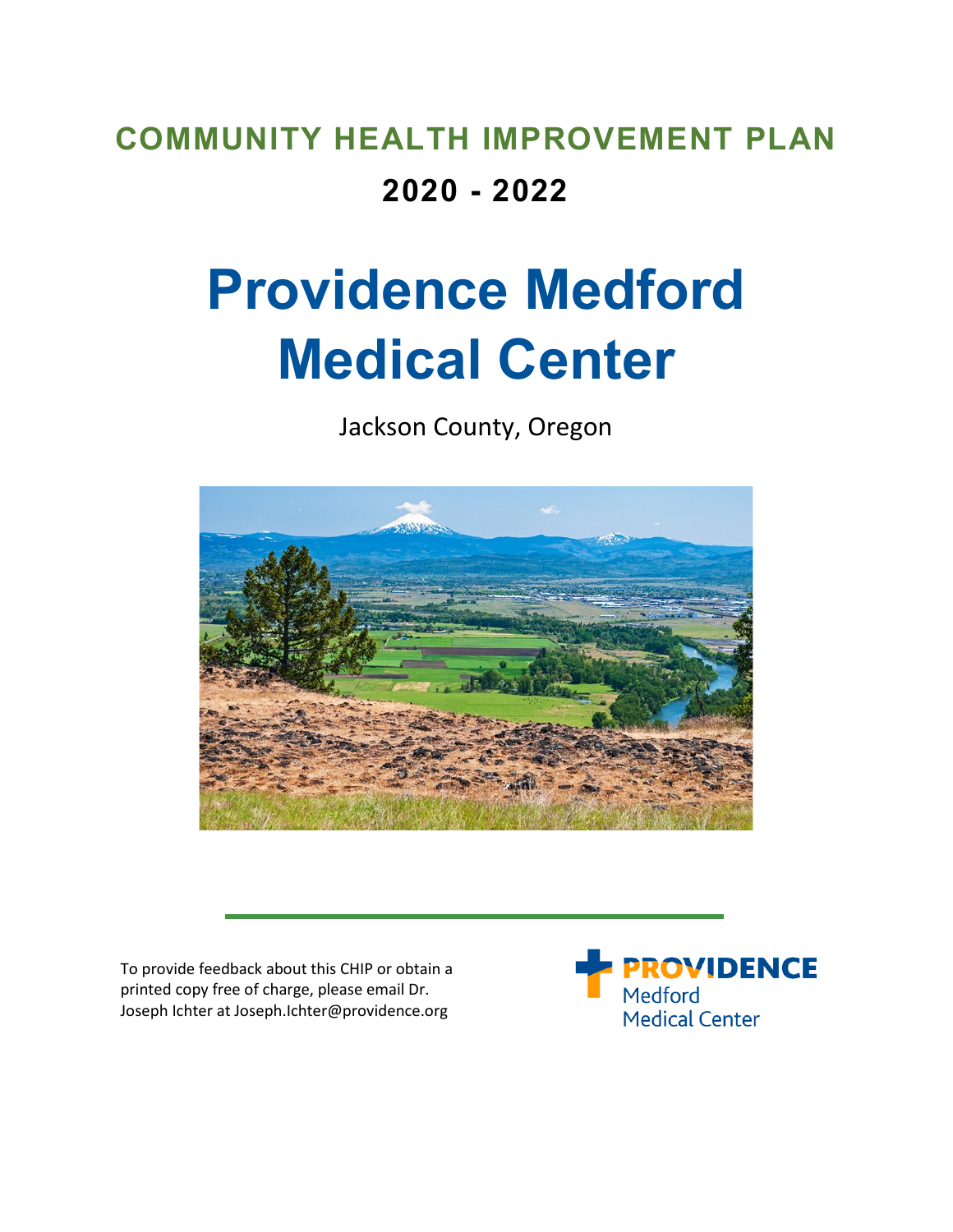# COMMUNITY HEALTH IMPROVEMENT PLAN

## 2020 - 2022

# Providence Medford Medical Center

Jackson County, Oregon

To provide feedback about this CHIP or obtain a printed copy free of charge, please email Dr. Joseph Ichter at Joseph.Ichter@providence.org

PROVIDENCE Medford Medical Center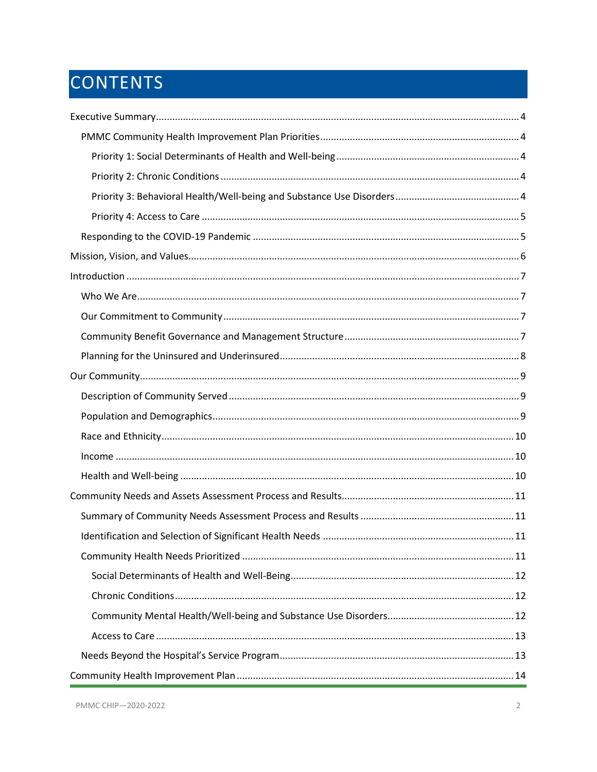# CONTENTS

- Executive Summary ..... 4
  - PMMC Community Health Improvement Plan Priorities ..... 4
    - Priority 1: Social Determinants of Health and Well-being ..... 4
    - Priority 2: Chronic Conditions ..... 4
    - Priority 3: Behavioral Health/Well-being and Substance Use Disorders ..... 4
    - Priority 4: Access to Care ..... 5
  - Responding to the COVID-19 Pandemic ..... 5
- Mission, Vision, and Values ..... 6
- Introduction ..... 7
  - Who We Are ..... 7
  - Our Commitment to Community ..... 7
  - Community Benefit Governance and Management Structure ..... 7
  - Planning for the Uninsured and Underinsured ..... 8
- Our Community ..... 9
  - Description of Community Served ..... 9
  - Population and Demographics ..... 9
  - Race and Ethnicity ..... 10
  - Income ..... 10
  - Health and Well-being ..... 10
- Community Needs and Assets Assessment Process and Results ..... 11
  - Summary of Community Needs Assessment Process and Results ..... 11
  - Identification and Selection of Significant Health Needs ..... 11
  - Community Health Needs Prioritized ..... 11
    - Social Determinants of Health and Well-Being ..... 12
    - Chronic Conditions ..... 12
    - Community Mental Health/Well-being and Substance Use Disorders ..... 12
    - Access to Care ..... 13
  - Needs Beyond the Hospital's Service Program ..... 13
- Community Health Improvement Plan ..... 14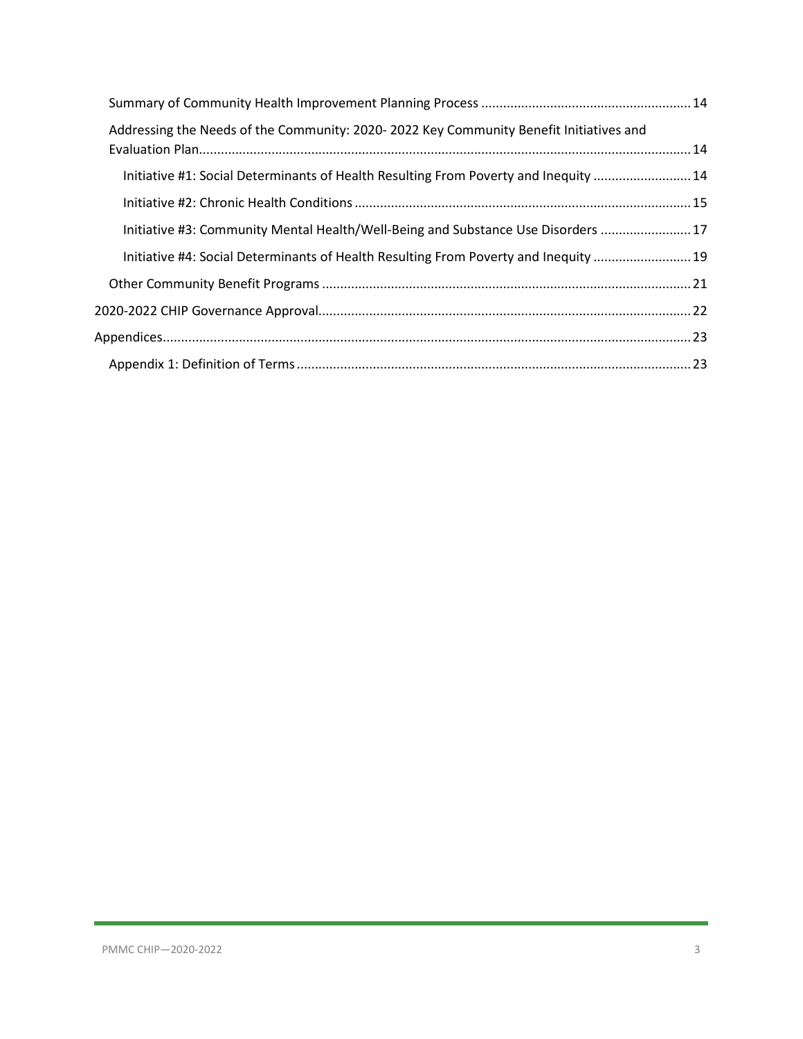Summary of Community Health Improvement Planning Process ..... 14

Addressing the Needs of the Community: 2020- 2022 Key Community Benefit Initiatives and Evaluation Plan ..... 14

- Initiative #1: Social Determinants of Health Resulting From Poverty and Inequity ..... 14
- Initiative #2: Chronic Health Conditions ..... 15
- Initiative #3: Community Mental Health/Well-Being and Substance Use Disorders ..... 17
- Initiative #4: Social Determinants of Health Resulting From Poverty and Inequity ..... 19

Other Community Benefit Programs ..... 21

2020-2022 CHIP Governance Approval ..... 22

Appendices ..... 23

Appendix 1: Definition of Terms ..... 23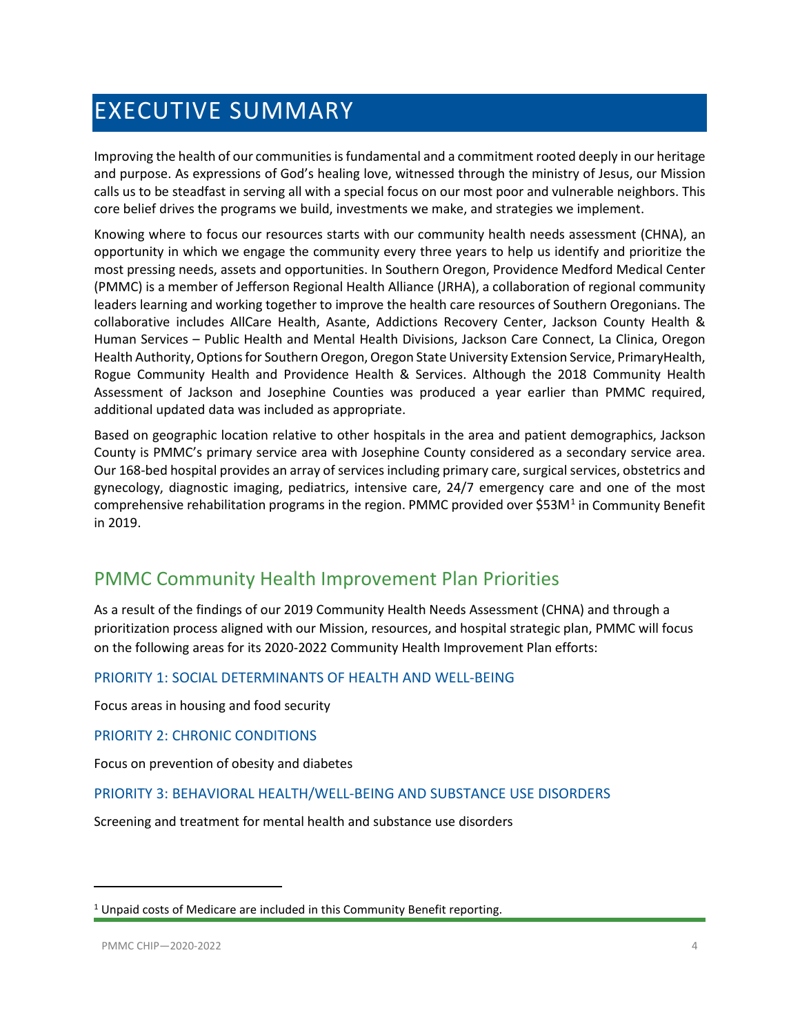# EXECUTIVE SUMMARY

Improving the health of our communities is fundamental and a commitment rooted deeply in our heritage and purpose. As expressions of God's healing love, witnessed through the ministry of Jesus, our Mission calls us to be steadfast in serving all with a special focus on our most poor and vulnerable neighbors. This core belief drives the programs we build, investments we make, and strategies we implement.

Knowing where to focus our resources starts with our community health needs assessment (CHNA), an opportunity in which we engage the community every three years to help us identify and prioritize the most pressing needs, assets and opportunities. In Southern Oregon, Providence Medford Medical Center (PMMC) is a member of Jefferson Regional Health Alliance (JRHA), a collaboration of regional community leaders learning and working together to improve the health care resources of Southern Oregonians. The collaborative includes AllCare Health, Asante, Addictions Recovery Center, Jackson County Health & Human Services – Public Health and Mental Health Divisions, Jackson Care Connect, La Clinica, Oregon Health Authority, Options for Southern Oregon, Oregon State University Extension Service, PrimaryHealth, Rogue Community Health and Providence Health & Services. Although the 2018 Community Health Assessment of Jackson and Josephine Counties was produced a year earlier than PMMC required, additional updated data was included as appropriate.

Based on geographic location relative to other hospitals in the area and patient demographics, Jackson County is PMMC's primary service area with Josephine County considered as a secondary service area. Our 168-bed hospital provides an array of services including primary care, surgical services, obstetrics and gynecology, diagnostic imaging, pediatrics, intensive care, 24/7 emergency care and one of the most comprehensive rehabilitation programs in the region. PMMC provided over $53M[1] in Community Benefit in 2019.

## PMMC Community Health Improvement Plan Priorities

As a result of the findings of our 2019 Community Health Needs Assessment (CHNA) and through a prioritization process aligned with our Mission, resources, and hospital strategic plan, PMMC will focus on the following areas for its 2020-2022 Community Health Improvement Plan efforts:

### PRIORITY 1: SOCIAL DETERMINANTS OF HEALTH AND WELL-BEING

Focus areas in housing and food security

### PRIORITY 2: CHRONIC CONDITIONS

Focus on prevention of obesity and diabetes

### PRIORITY 3: BEHAVIORAL HEALTH/WELL-BEING AND SUBSTANCE USE DISORDERS

Screening and treatment for mental health and substance use disorders

---

[1] Unpaid costs of Medicare are included in this Community Benefit reporting.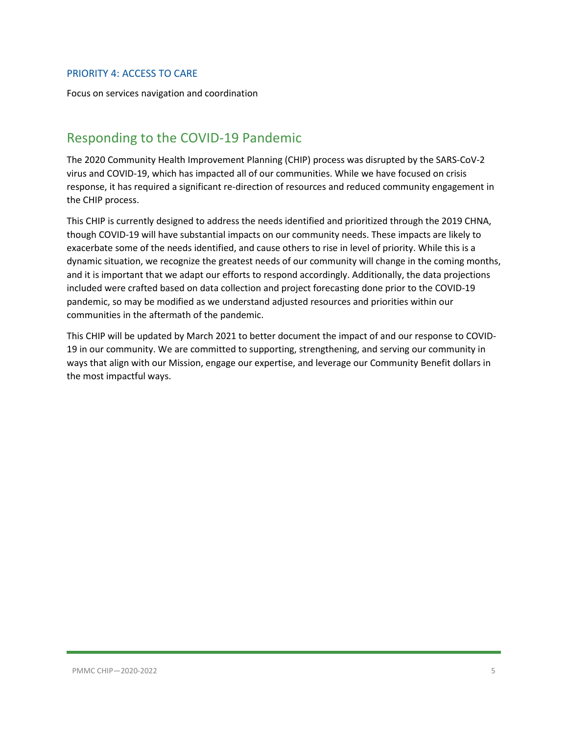### PRIORITY 4: ACCESS TO CARE

Focus on services navigation and coordination

## Responding to the COVID-19 Pandemic

The 2020 Community Health Improvement Planning (CHIP) process was disrupted by the SARS-CoV-2 virus and COVID-19, which has impacted all of our communities. While we have focused on crisis response, it has required a significant re-direction of resources and reduced community engagement in the CHIP process.

This CHIP is currently designed to address the needs identified and prioritized through the 2019 CHNA, though COVID-19 will have substantial impacts on our community needs. These impacts are likely to exacerbate some of the needs identified, and cause others to rise in level of priority. While this is a dynamic situation, we recognize the greatest needs of our community will change in the coming months, and it is important that we adapt our efforts to respond accordingly. Additionally, the data projections included were crafted based on data collection and project forecasting done prior to the COVID-19 pandemic, so may be modified as we understand adjusted resources and priorities within our communities in the aftermath of the pandemic.

This CHIP will be updated by March 2021 to better document the impact of and our response to COVID-19 in our community. We are committed to supporting, strengthening, and serving our community in ways that align with our Mission, engage our expertise, and leverage our Community Benefit dollars in the most impactful ways.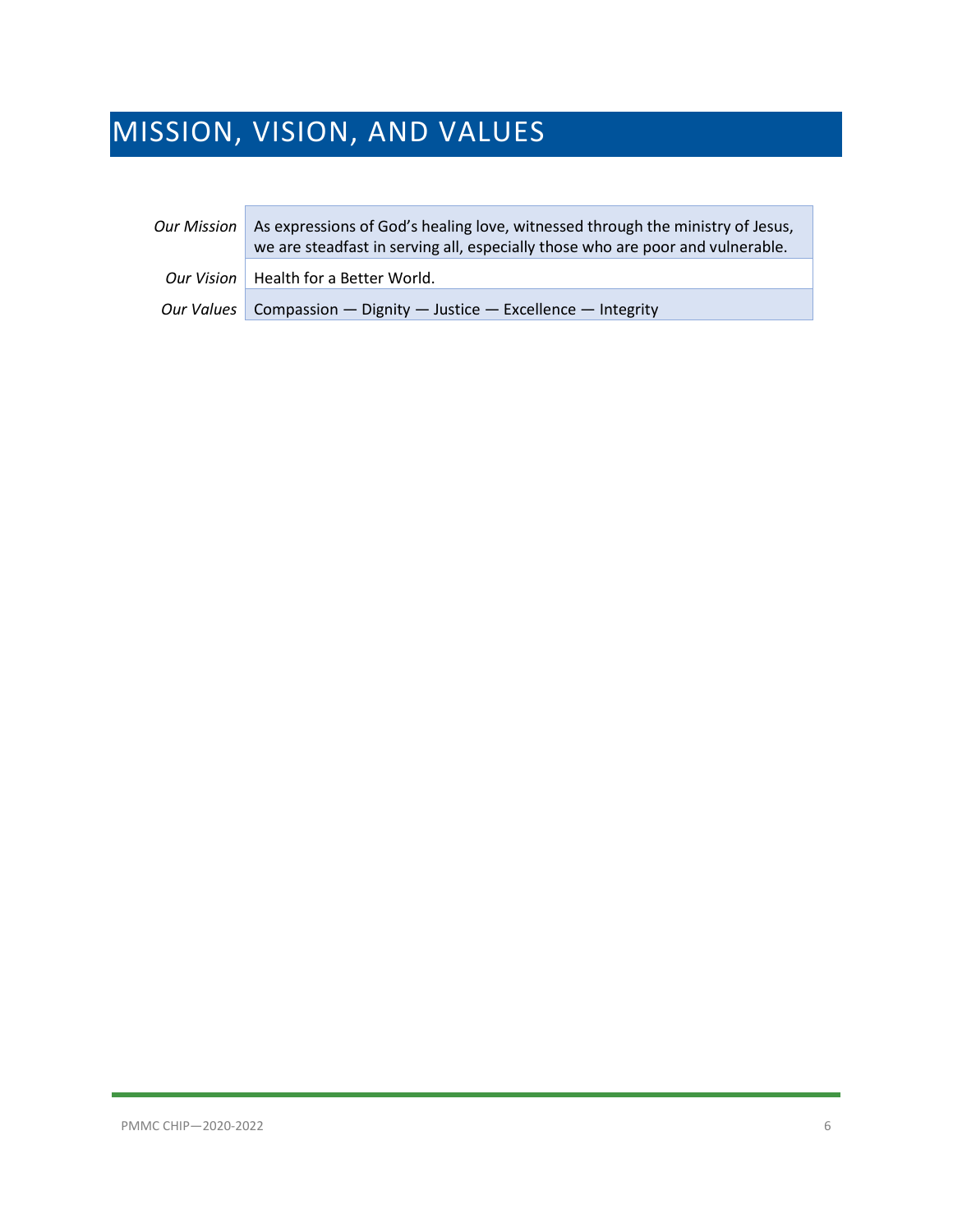# MISSION, VISION, AND VALUES

| | |
|---|---|
| *Our Mission* | As expressions of God's healing love, witnessed through the ministry of Jesus, we are steadfast in serving all, especially those who are poor and vulnerable. |
| *Our Vision* | Health for a Better World. |
| *Our Values* | Compassion — Dignity — Justice — Excellence — Integrity |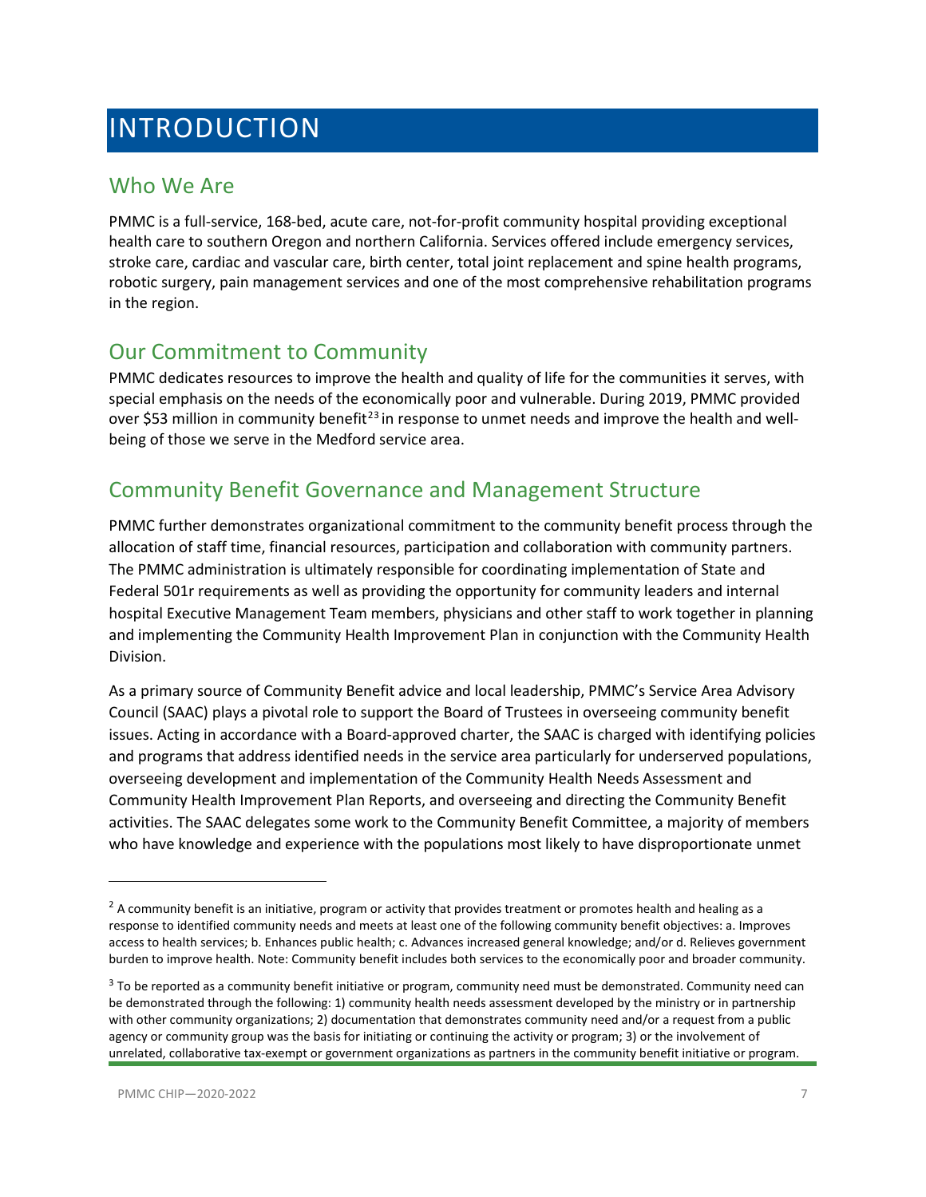# INTRODUCTION

## Who We Are

PMMC is a full-service, 168-bed, acute care, not-for-profit community hospital providing exceptional health care to southern Oregon and northern California. Services offered include emergency services, stroke care, cardiac and vascular care, birth center, total joint replacement and spine health programs, robotic surgery, pain management services and one of the most comprehensive rehabilitation programs in the region.

## Our Commitment to Community

PMMC dedicates resources to improve the health and quality of life for the communities it serves, with special emphasis on the needs of the economically poor and vulnerable. During 2019, PMMC provided over $53 million in community benefit[23] in response to unmet needs and improve the health and well-being of those we serve in the Medford service area.

## Community Benefit Governance and Management Structure

PMMC further demonstrates organizational commitment to the community benefit process through the allocation of staff time, financial resources, participation and collaboration with community partners. The PMMC administration is ultimately responsible for coordinating implementation of State and Federal 501r requirements as well as providing the opportunity for community leaders and internal hospital Executive Management Team members, physicians and other staff to work together in planning and implementing the Community Health Improvement Plan in conjunction with the Community Health Division.

As a primary source of Community Benefit advice and local leadership, PMMC's Service Area Advisory Council (SAAC) plays a pivotal role to support the Board of Trustees in overseeing community benefit issues. Acting in accordance with a Board-approved charter, the SAAC is charged with identifying policies and programs that address identified needs in the service area particularly for underserved populations, overseeing development and implementation of the Community Health Needs Assessment and Community Health Improvement Plan Reports, and overseeing and directing the Community Benefit activities. The SAAC delegates some work to the Community Benefit Committee, a majority of members who have knowledge and experience with the populations most likely to have disproportionate unmet

---

[2] A community benefit is an initiative, program or activity that provides treatment or promotes health and healing as a response to identified community needs and meets at least one of the following community benefit objectives: a. Improves access to health services; b. Enhances public health; c. Advances increased general knowledge; and/or d. Relieves government burden to improve health. Note: Community benefit includes both services to the economically poor and broader community.

[3] To be reported as a community benefit initiative or program, community need must be demonstrated. Community need can be demonstrated through the following: 1) community health needs assessment developed by the ministry or in partnership with other community organizations; 2) documentation that demonstrates community need and/or a request from a public agency or community group was the basis for initiating or continuing the activity or program; 3) or the involvement of unrelated, collaborative tax-exempt or government organizations as partners in the community benefit initiative or program.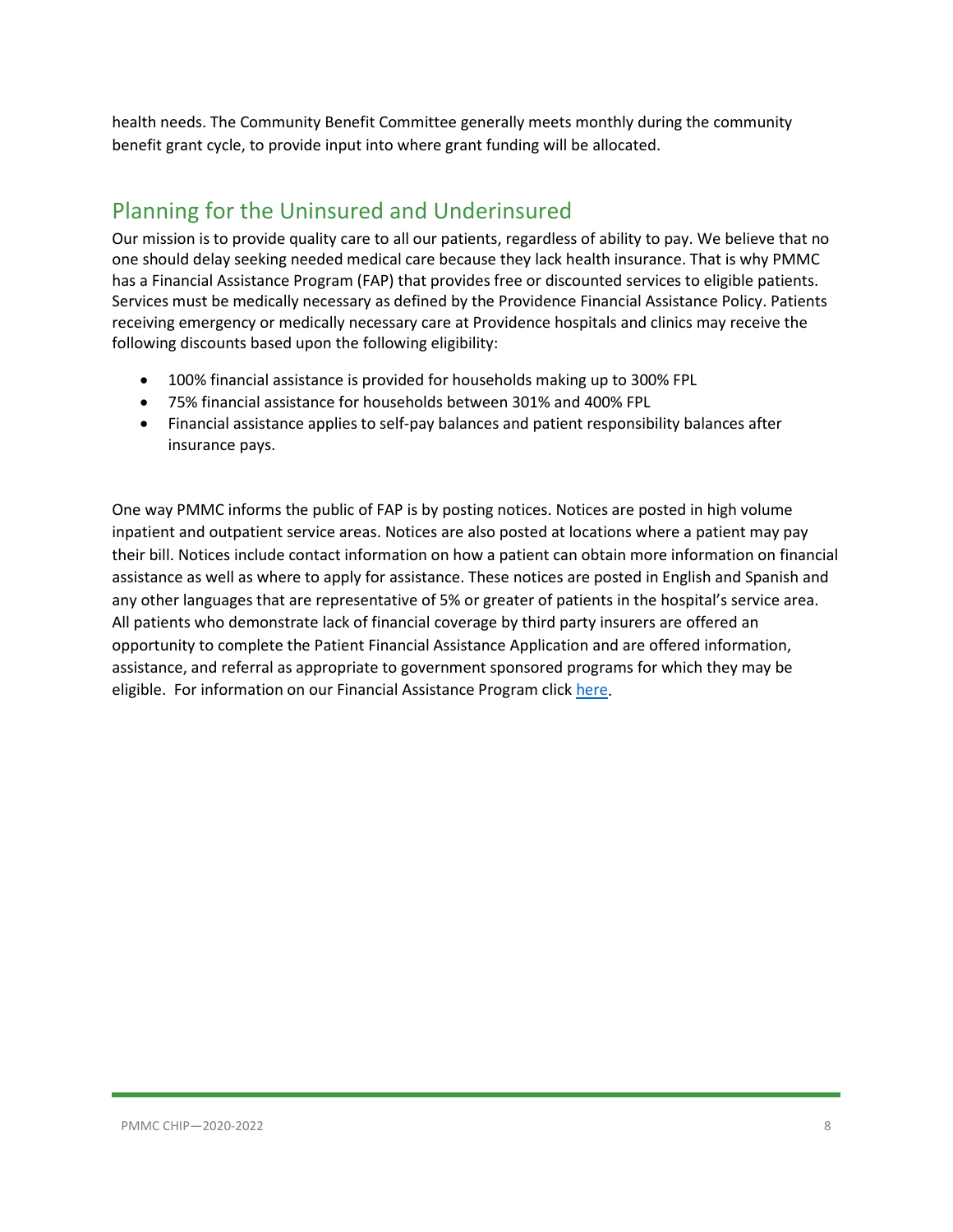health needs. The Community Benefit Committee generally meets monthly during the community benefit grant cycle, to provide input into where grant funding will be allocated.

## Planning for the Uninsured and Underinsured

Our mission is to provide quality care to all our patients, regardless of ability to pay. We believe that no one should delay seeking needed medical care because they lack health insurance. That is why PMMC has a Financial Assistance Program (FAP) that provides free or discounted services to eligible patients. Services must be medically necessary as defined by the Providence Financial Assistance Policy. Patients receiving emergency or medically necessary care at Providence hospitals and clinics may receive the following discounts based upon the following eligibility:

- 100% financial assistance is provided for households making up to 300% FPL
- 75% financial assistance for households between 301% and 400% FPL
- Financial assistance applies to self-pay balances and patient responsibility balances after insurance pays.

One way PMMC informs the public of FAP is by posting notices. Notices are posted in high volume inpatient and outpatient service areas. Notices are also posted at locations where a patient may pay their bill. Notices include contact information on how a patient can obtain more information on financial assistance as well as where to apply for assistance. These notices are posted in English and Spanish and any other languages that are representative of 5% or greater of patients in the hospital's service area. All patients who demonstrate lack of financial coverage by third party insurers are offered an opportunity to complete the Patient Financial Assistance Application and are offered information, assistance, and referral as appropriate to government sponsored programs for which they may be eligible. For information on our Financial Assistance Program click here.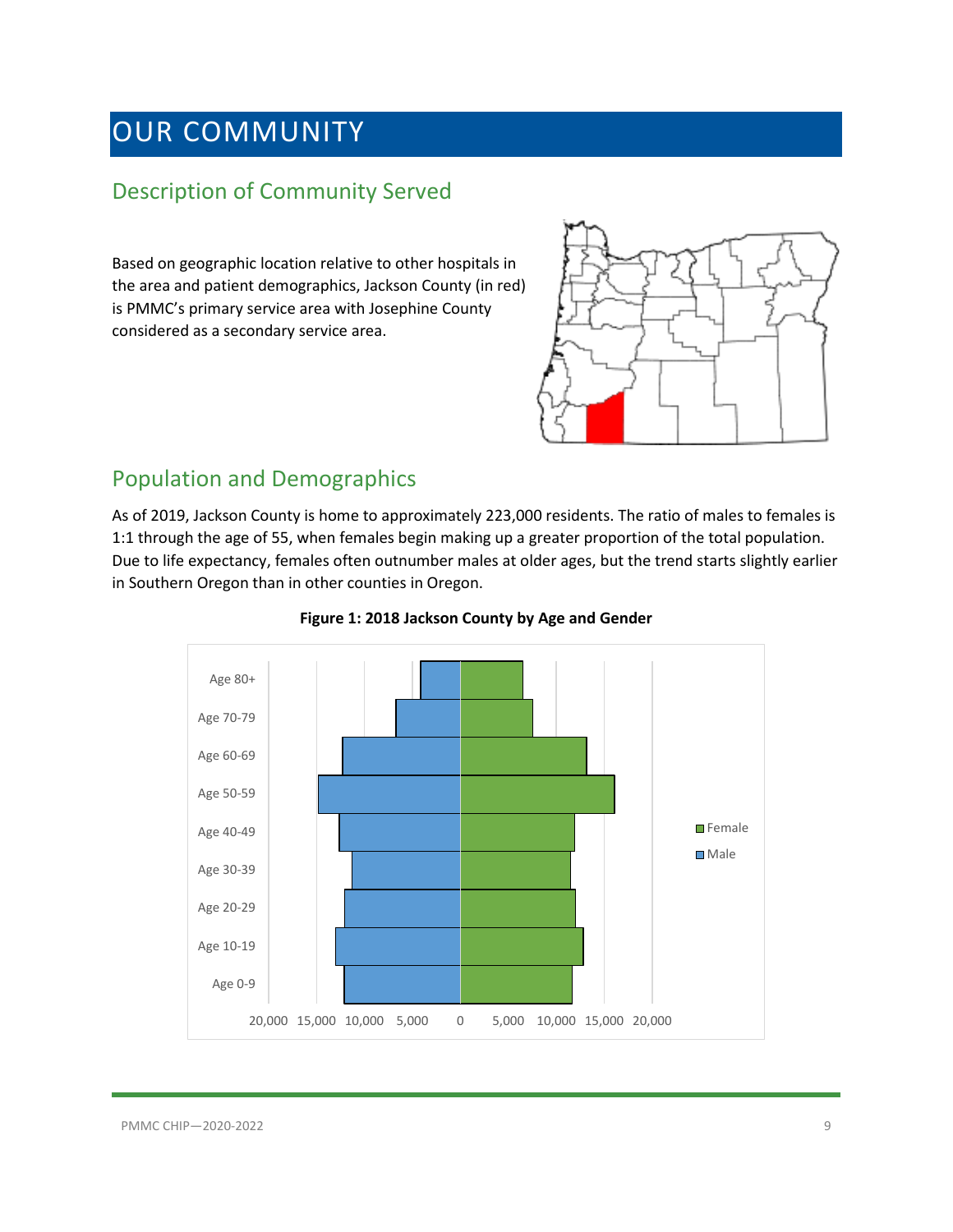# OUR COMMUNITY

## Description of Community Served

Based on geographic location relative to other hospitals in the area and patient demographics, Jackson County (in red) is PMMC's primary service area with Josephine County considered as a secondary service area.

## Population and Demographics

As of 2019, Jackson County is home to approximately 223,000 residents. The ratio of males to females is 1:1 through the age of 55, when females begin making up a greater proportion of the total population. Due to life expectancy, females often outnumber males at older ages, but the trend starts slightly earlier in Southern Oregon than in other counties in Oregon.

**Figure 1: 2018 Jackson County by Age and Gender**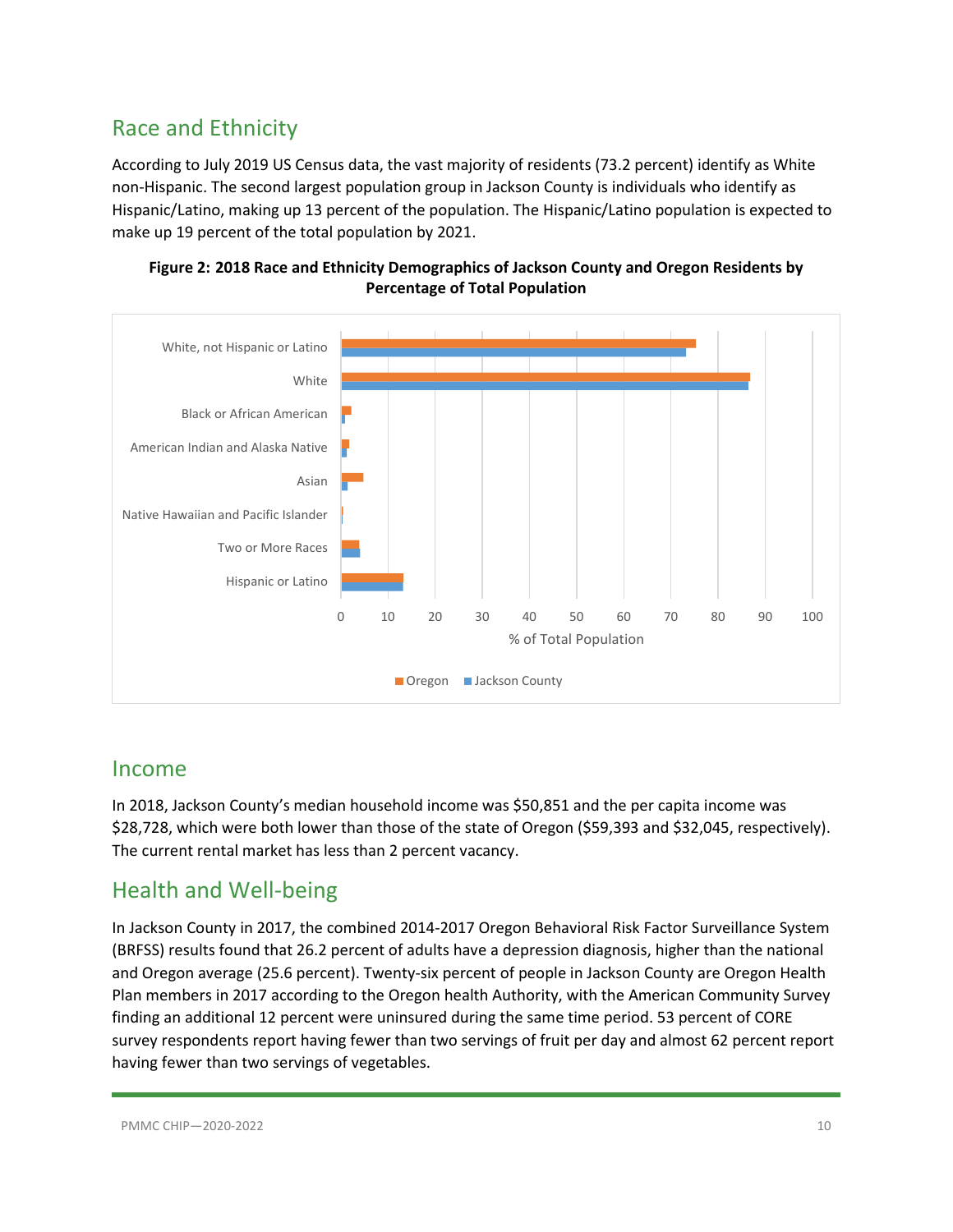## Race and Ethnicity

According to July 2019 US Census data, the vast majority of residents (73.2 percent) identify as White non-Hispanic. The second largest population group in Jackson County is individuals who identify as Hispanic/Latino, making up 13 percent of the population. The Hispanic/Latino population is expected to make up 19 percent of the total population by 2021.

**Figure 2: 2018 Race and Ethnicity Demographics of Jackson County and Oregon Residents by Percentage of Total Population**

## Income

In 2018, Jackson County's median household income was $50,851 and the per capita income was $28,728, which were both lower than those of the state of Oregon ($59,393 and $32,045, respectively). The current rental market has less than 2 percent vacancy.

## Health and Well-being

In Jackson County in 2017, the combined 2014-2017 Oregon Behavioral Risk Factor Surveillance System (BRFSS) results found that 26.2 percent of adults have a depression diagnosis, higher than the national and Oregon average (25.6 percent). Twenty-six percent of people in Jackson County are Oregon Health Plan members in 2017 according to the Oregon health Authority, with the American Community Survey finding an additional 12 percent were uninsured during the same time period. 53 percent of CORE survey respondents report having fewer than two servings of fruit per day and almost 62 percent report having fewer than two servings of vegetables.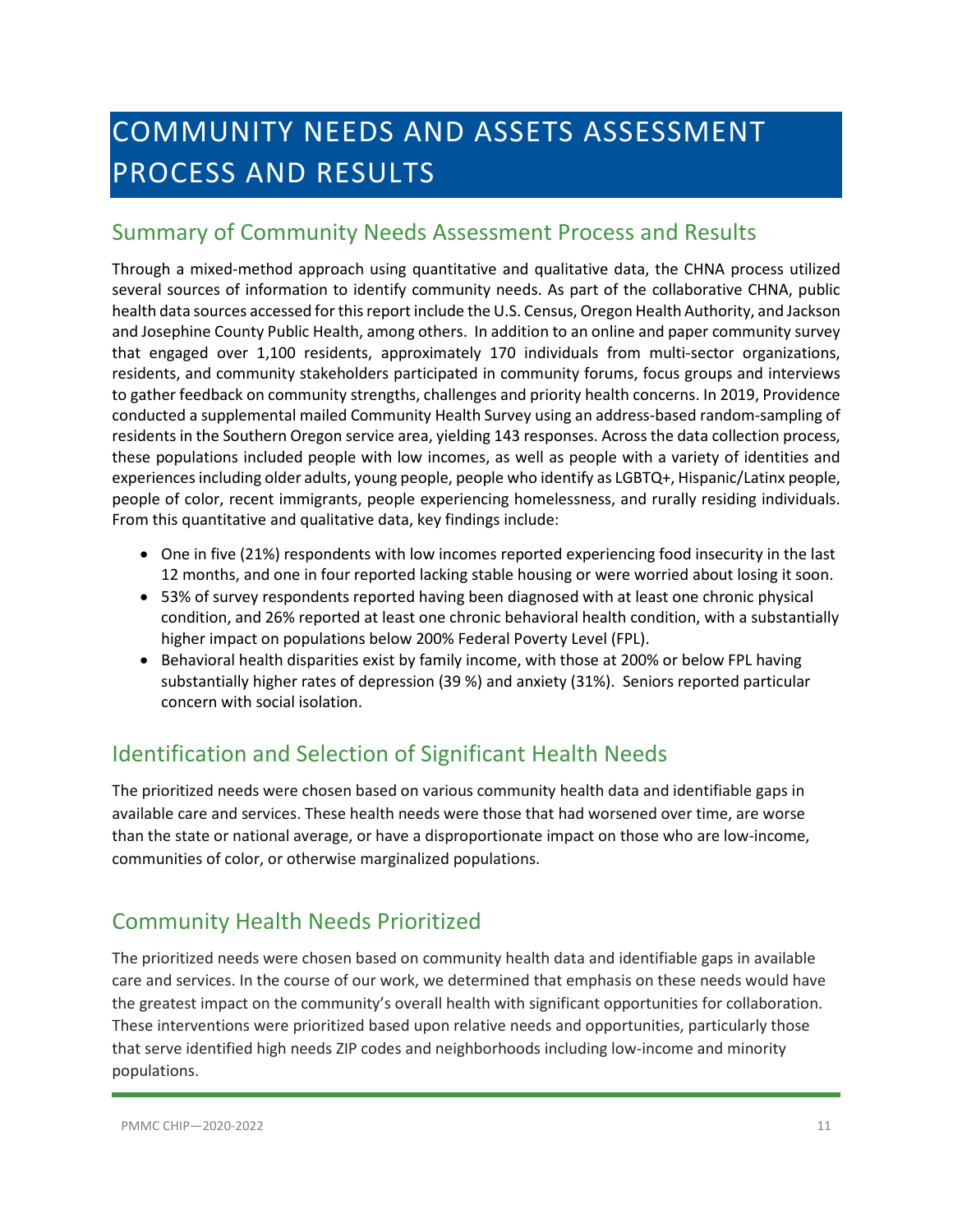# COMMUNITY NEEDS AND ASSETS ASSESSMENT PROCESS AND RESULTS

## Summary of Community Needs Assessment Process and Results

Through a mixed-method approach using quantitative and qualitative data, the CHNA process utilized several sources of information to identify community needs. As part of the collaborative CHNA, public health data sources accessed for this report include the U.S. Census, Oregon Health Authority, and Jackson and Josephine County Public Health, among others. In addition to an online and paper community survey that engaged over 1,100 residents, approximately 170 individuals from multi-sector organizations, residents, and community stakeholders participated in community forums, focus groups and interviews to gather feedback on community strengths, challenges and priority health concerns. In 2019, Providence conducted a supplemental mailed Community Health Survey using an address-based random-sampling of residents in the Southern Oregon service area, yielding 143 responses. Across the data collection process, these populations included people with low incomes, as well as people with a variety of identities and experiences including older adults, young people, people who identify as LGBTQ+, Hispanic/Latinx people, people of color, recent immigrants, people experiencing homelessness, and rurally residing individuals. From this quantitative and qualitative data, key findings include:

- One in five (21%) respondents with low incomes reported experiencing food insecurity in the last 12 months, and one in four reported lacking stable housing or were worried about losing it soon.
- 53% of survey respondents reported having been diagnosed with at least one chronic physical condition, and 26% reported at least one chronic behavioral health condition, with a substantially higher impact on populations below 200% Federal Poverty Level (FPL).
- Behavioral health disparities exist by family income, with those at 200% or below FPL having substantially higher rates of depression (39 %) and anxiety (31%). Seniors reported particular concern with social isolation.

## Identification and Selection of Significant Health Needs

The prioritized needs were chosen based on various community health data and identifiable gaps in available care and services. These health needs were those that had worsened over time, are worse than the state or national average, or have a disproportionate impact on those who are low-income, communities of color, or otherwise marginalized populations.

## Community Health Needs Prioritized

The prioritized needs were chosen based on community health data and identifiable gaps in available care and services. In the course of our work, we determined that emphasis on these needs would have the greatest impact on the community's overall health with significant opportunities for collaboration. These interventions were prioritized based upon relative needs and opportunities, particularly those that serve identified high needs ZIP codes and neighborhoods including low-income and minority populations.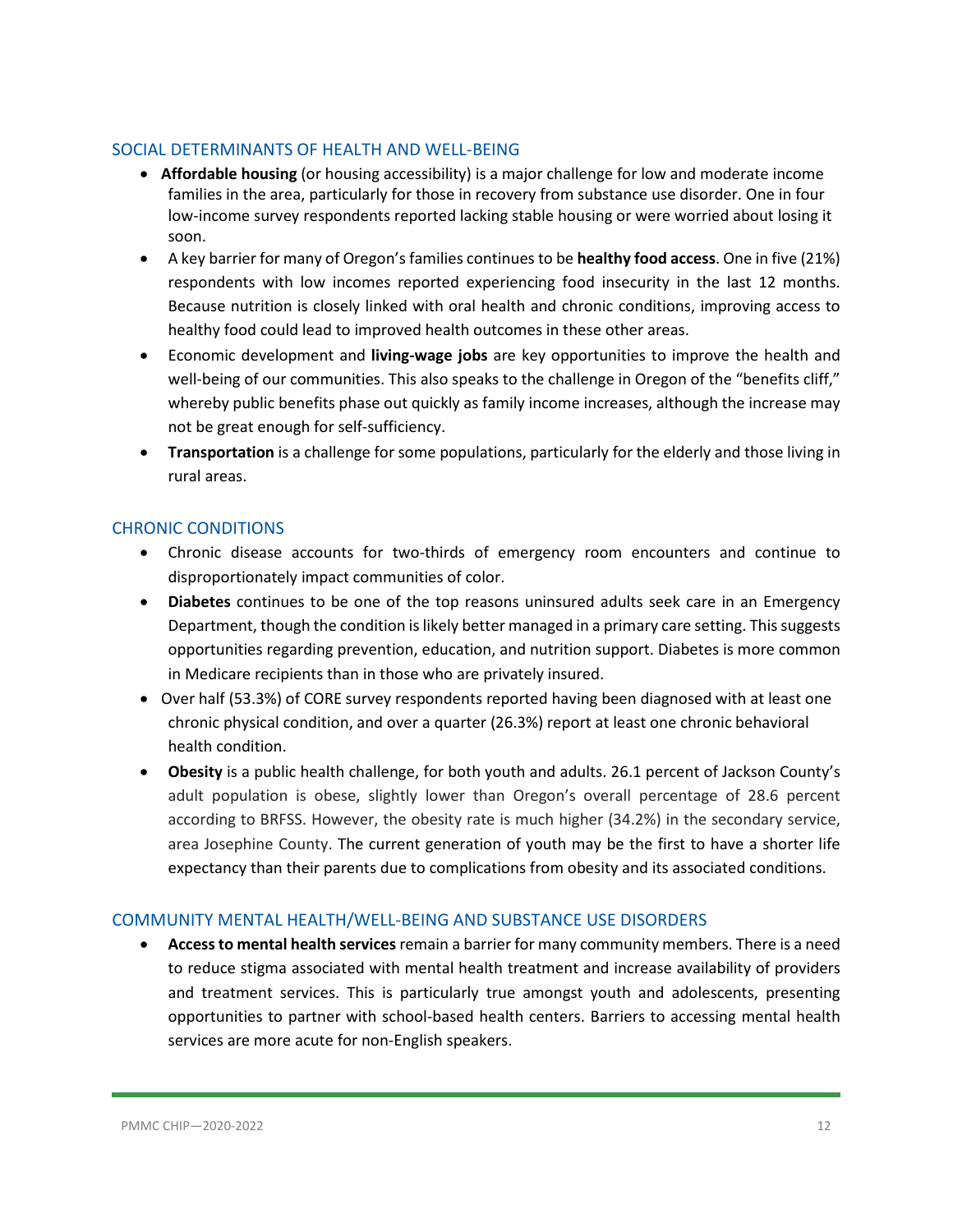## SOCIAL DETERMINANTS OF HEALTH AND WELL-BEING

- **Affordable housing** (or housing accessibility) is a major challenge for low and moderate income families in the area, particularly for those in recovery from substance use disorder. One in four low-income survey respondents reported lacking stable housing or were worried about losing it soon.
- A key barrier for many of Oregon's families continues to be **healthy food access**. One in five (21%) respondents with low incomes reported experiencing food insecurity in the last 12 months. Because nutrition is closely linked with oral health and chronic conditions, improving access to healthy food could lead to improved health outcomes in these other areas.
- Economic development and **living-wage jobs** are key opportunities to improve the health and well-being of our communities. This also speaks to the challenge in Oregon of the "benefits cliff," whereby public benefits phase out quickly as family income increases, although the increase may not be great enough for self-sufficiency.
- **Transportation** is a challenge for some populations, particularly for the elderly and those living in rural areas.

## CHRONIC CONDITIONS

- Chronic disease accounts for two-thirds of emergency room encounters and continue to disproportionately impact communities of color.
- **Diabetes** continues to be one of the top reasons uninsured adults seek care in an Emergency Department, though the condition is likely better managed in a primary care setting. This suggests opportunities regarding prevention, education, and nutrition support. Diabetes is more common in Medicare recipients than in those who are privately insured.
- Over half (53.3%) of CORE survey respondents reported having been diagnosed with at least one chronic physical condition, and over a quarter (26.3%) report at least one chronic behavioral health condition.
- **Obesity** is a public health challenge, for both youth and adults. 26.1 percent of Jackson County's adult population is obese, slightly lower than Oregon's overall percentage of 28.6 percent according to BRFSS. However, the obesity rate is much higher (34.2%) in the secondary service, area Josephine County. The current generation of youth may be the first to have a shorter life expectancy than their parents due to complications from obesity and its associated conditions.

## COMMUNITY MENTAL HEALTH/WELL-BEING AND SUBSTANCE USE DISORDERS

- **Access to mental health services** remain a barrier for many community members. There is a need to reduce stigma associated with mental health treatment and increase availability of providers and treatment services. This is particularly true amongst youth and adolescents, presenting opportunities to partner with school-based health centers. Barriers to accessing mental health services are more acute for non-English speakers.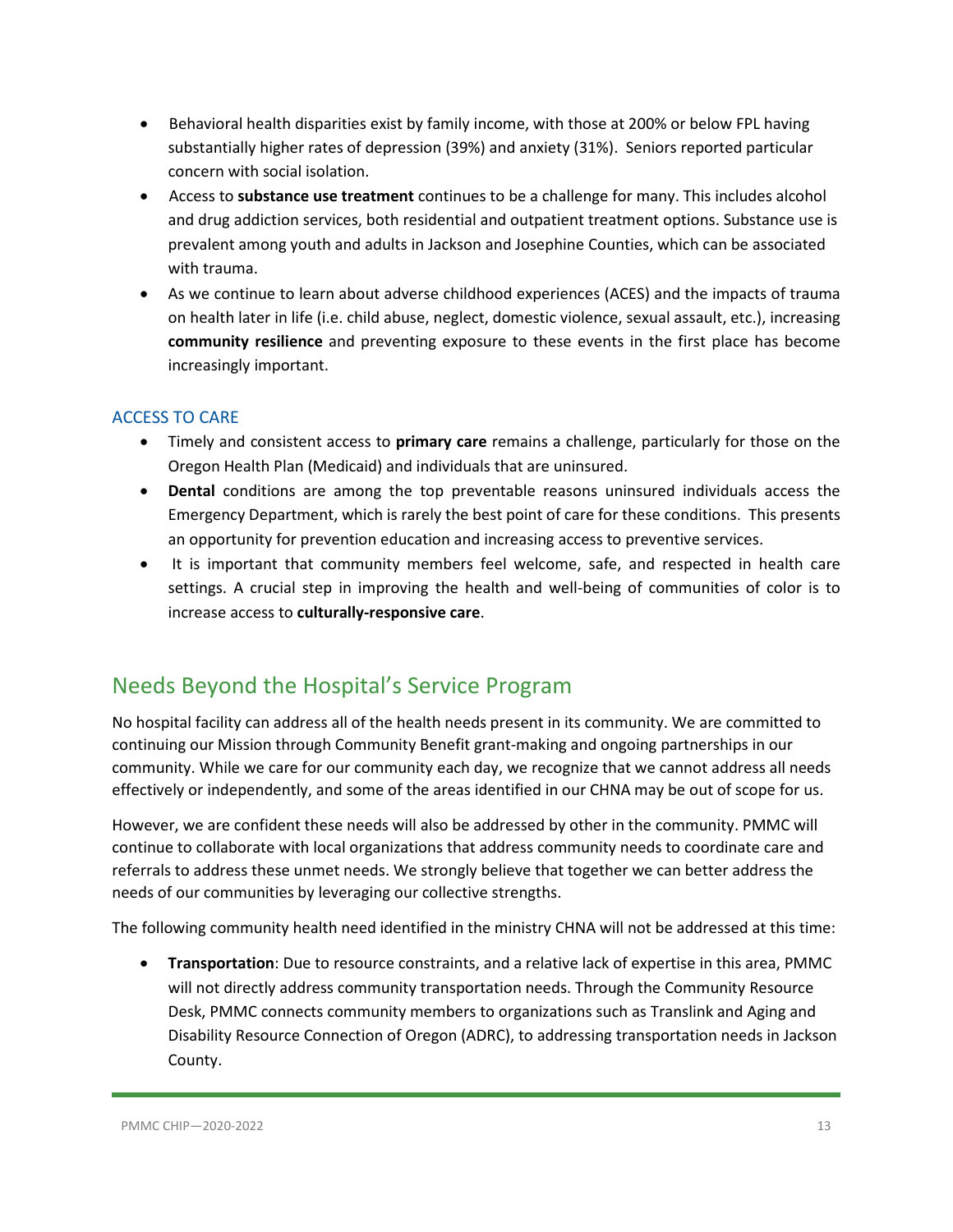- Behavioral health disparities exist by family income, with those at 200% or below FPL having substantially higher rates of depression (39%) and anxiety (31%). Seniors reported particular concern with social isolation.
- Access to **substance use treatment** continues to be a challenge for many. This includes alcohol and drug addiction services, both residential and outpatient treatment options. Substance use is prevalent among youth and adults in Jackson and Josephine Counties, which can be associated with trauma.
- As we continue to learn about adverse childhood experiences (ACES) and the impacts of trauma on health later in life (i.e. child abuse, neglect, domestic violence, sexual assault, etc.), increasing **community resilience** and preventing exposure to these events in the first place has become increasingly important.

### ACCESS TO CARE

- Timely and consistent access to **primary care** remains a challenge, particularly for those on the Oregon Health Plan (Medicaid) and individuals that are uninsured.
- **Dental** conditions are among the top preventable reasons uninsured individuals access the Emergency Department, which is rarely the best point of care for these conditions. This presents an opportunity for prevention education and increasing access to preventive services.
- It is important that community members feel welcome, safe, and respected in health care settings. A crucial step in improving the health and well-being of communities of color is to increase access to **culturally-responsive care**.

## Needs Beyond the Hospital's Service Program

No hospital facility can address all of the health needs present in its community. We are committed to continuing our Mission through Community Benefit grant-making and ongoing partnerships in our community. While we care for our community each day, we recognize that we cannot address all needs effectively or independently, and some of the areas identified in our CHNA may be out of scope for us.

However, we are confident these needs will also be addressed by other in the community. PMMC will continue to collaborate with local organizations that address community needs to coordinate care and referrals to address these unmet needs. We strongly believe that together we can better address the needs of our communities by leveraging our collective strengths.

The following community health need identified in the ministry CHNA will not be addressed at this time:

- **Transportation**: Due to resource constraints, and a relative lack of expertise in this area, PMMC will not directly address community transportation needs. Through the Community Resource Desk, PMMC connects community members to organizations such as Translink and Aging and Disability Resource Connection of Oregon (ADRC), to addressing transportation needs in Jackson County.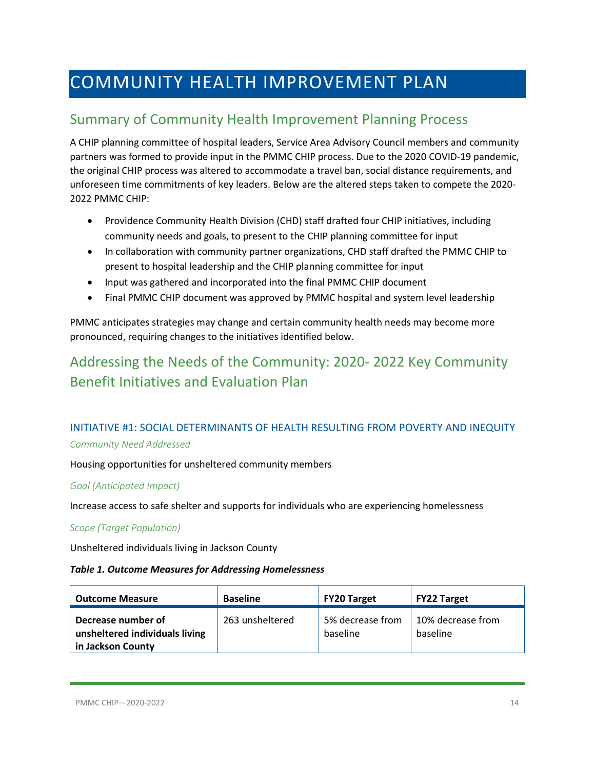# COMMUNITY HEALTH IMPROVEMENT PLAN

## Summary of Community Health Improvement Planning Process

A CHIP planning committee of hospital leaders, Service Area Advisory Council members and community partners was formed to provide input in the PMMC CHIP process. Due to the 2020 COVID-19 pandemic, the original CHIP process was altered to accommodate a travel ban, social distance requirements, and unforeseen time commitments of key leaders. Below are the altered steps taken to compete the 2020-2022 PMMC CHIP:

- Providence Community Health Division (CHD) staff drafted four CHIP initiatives, including community needs and goals, to present to the CHIP planning committee for input
- In collaboration with community partner organizations, CHD staff drafted the PMMC CHIP to present to hospital leadership and the CHIP planning committee for input
- Input was gathered and incorporated into the final PMMC CHIP document
- Final PMMC CHIP document was approved by PMMC hospital and system level leadership

PMMC anticipates strategies may change and certain community health needs may become more pronounced, requiring changes to the initiatives identified below.

## Addressing the Needs of the Community: 2020- 2022 Key Community Benefit Initiatives and Evaluation Plan

### INITIATIVE #1: SOCIAL DETERMINANTS OF HEALTH RESULTING FROM POVERTY AND INEQUITY

*Community Need Addressed*

Housing opportunities for unsheltered community members

*Goal (Anticipated Impact)*

Increase access to safe shelter and supports for individuals who are experiencing homelessness

*Scope (Target Population)*

Unsheltered individuals living in Jackson County

***Table 1. Outcome Measures for Addressing Homelessness***

| Outcome Measure | Baseline | FY20 Target | FY22 Target |
|---|---|---|---|
| **Decrease number of unsheltered individuals living in Jackson County** | 263 unsheltered | 5% decrease from baseline | 10% decrease from baseline |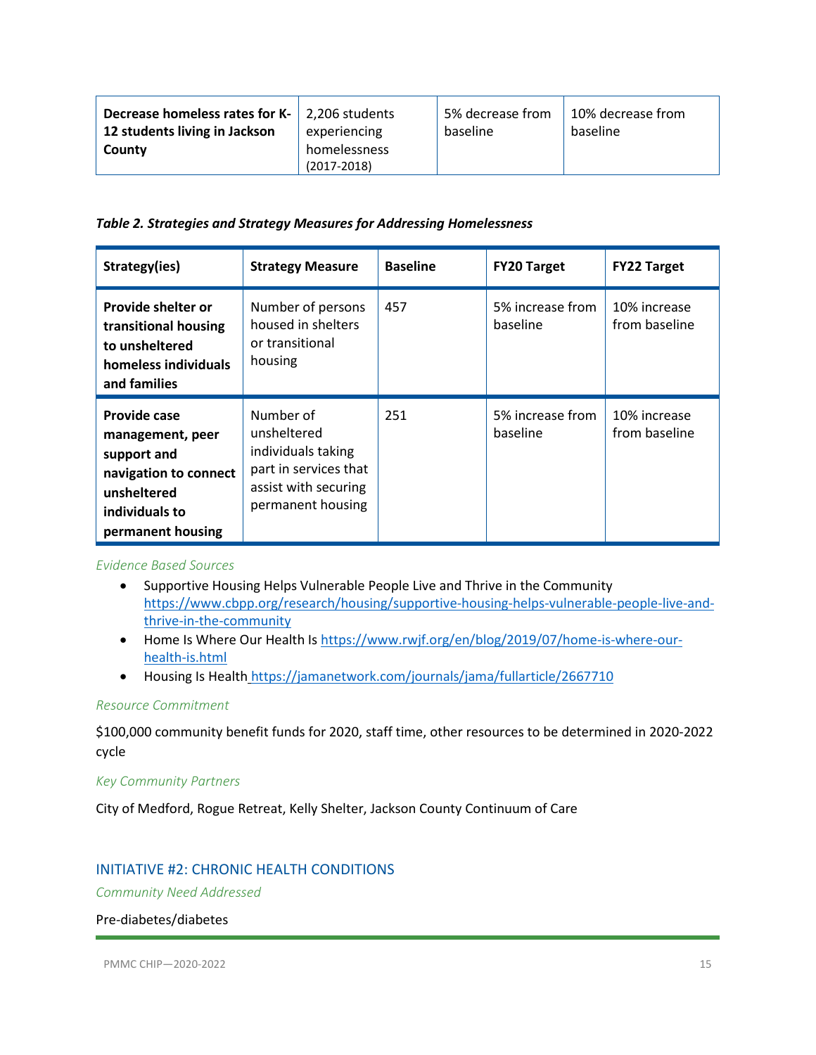| | | | |
|---|---|---|---|
| **Decrease homeless rates for K-12 students living in Jackson County** | 2,206 students experiencing homelessness (2017-2018) | 5% decrease from baseline | 10% decrease from baseline |

***Table 2. Strategies and Strategy Measures for Addressing Homelessness***

| Strategy(ies) | Strategy Measure | Baseline | FY20 Target | FY22 Target |
|---|---|---|---|---|
| **Provide shelter or transitional housing to unsheltered homeless individuals and families** | Number of persons housed in shelters or transitional housing | 457 | 5% increase from baseline | 10% increase from baseline |
| **Provide case management, peer support and navigation to connect unsheltered individuals to permanent housing** | Number of unsheltered individuals taking part in services that assist with securing permanent housing | 251 | 5% increase from baseline | 10% increase from baseline |

*Evidence Based Sources*

- Supportive Housing Helps Vulnerable People Live and Thrive in the Community https://www.cbpp.org/research/housing/supportive-housing-helps-vulnerable-people-live-and-thrive-in-the-community
- Home Is Where Our Health Is https://www.rwjf.org/en/blog/2019/07/home-is-where-our-health-is.html
- Housing Is Health https://jamanetwork.com/journals/jama/fullarticle/2667710

*Resource Commitment*

$100,000 community benefit funds for 2020, staff time, other resources to be determined in 2020-2022 cycle

*Key Community Partners*

City of Medford, Rogue Retreat, Kelly Shelter, Jackson County Continuum of Care

## INITIATIVE #2: CHRONIC HEALTH CONDITIONS

*Community Need Addressed*

Pre-diabetes/diabetes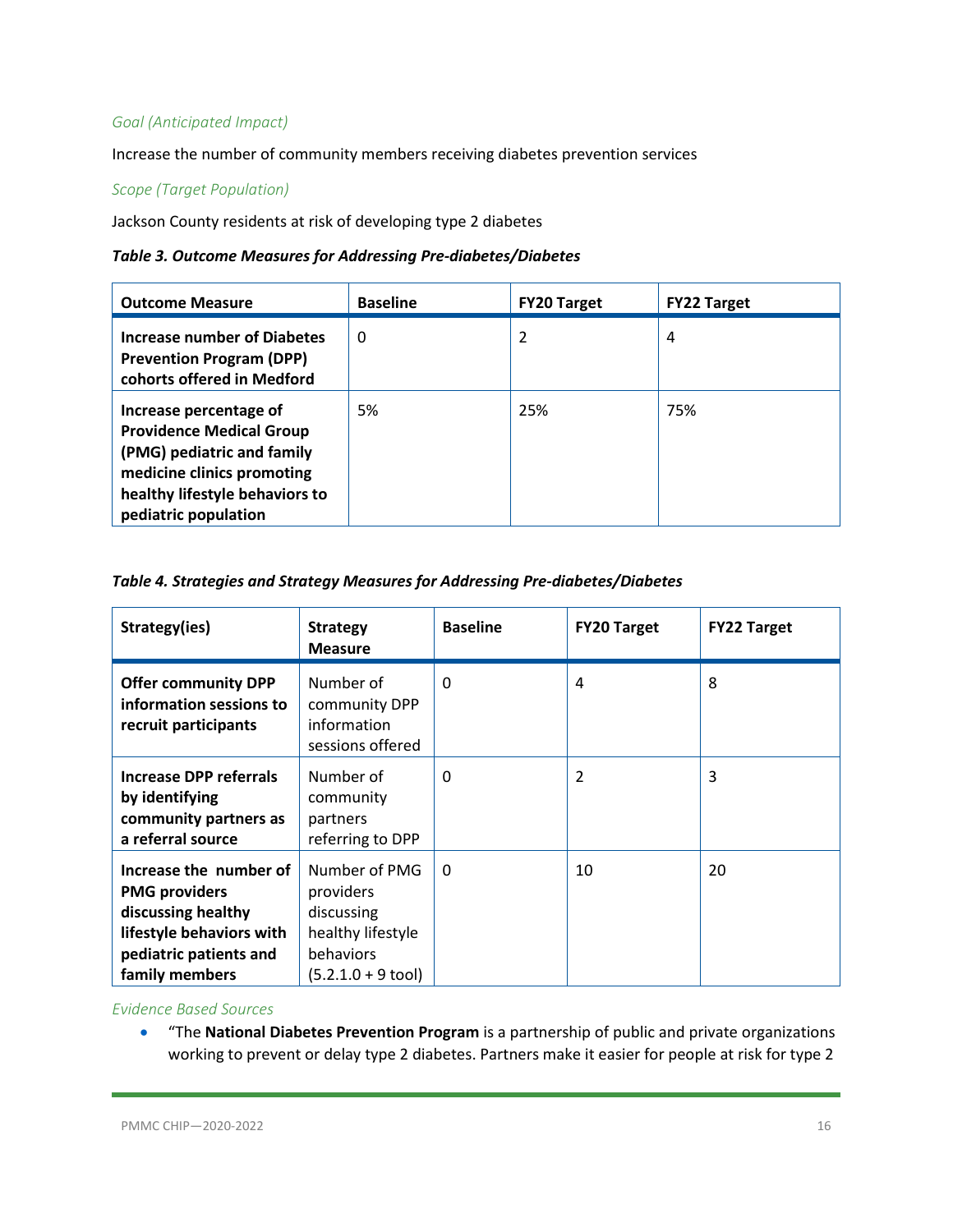*Goal (Anticipated Impact)*

Increase the number of community members receiving diabetes prevention services

*Scope (Target Population)*

Jackson County residents at risk of developing type 2 diabetes

***Table 3. Outcome Measures for Addressing Pre-diabetes/Diabetes***

| Outcome Measure | Baseline | FY20 Target | FY22 Target |
|---|---|---|---|
| **Increase number of Diabetes Prevention Program (DPP) cohorts offered in Medford** | 0 | 2 | 4 |
| **Increase percentage of Providence Medical Group (PMG) pediatric and family medicine clinics promoting healthy lifestyle behaviors to pediatric population** | 5% | 25% | 75% |

***Table 4. Strategies and Strategy Measures for Addressing Pre-diabetes/Diabetes***

| Strategy(ies) | Strategy Measure | Baseline | FY20 Target | FY22 Target |
|---|---|---|---|---|
| **Offer community DPP information sessions to recruit participants** | Number of community DPP information sessions offered | 0 | 4 | 8 |
| **Increase DPP referrals by identifying community partners as a referral source** | Number of community partners referring to DPP | 0 | 2 | 3 |
| **Increase the number of PMG providers discussing healthy lifestyle behaviors with pediatric patients and family members** | Number of PMG providers discussing healthy lifestyle behaviors (5.2.1.0 + 9 tool) | 0 | 10 | 20 |

*Evidence Based Sources*

- "The **National Diabetes Prevention Program** is a partnership of public and private organizations working to prevent or delay type 2 diabetes. Partners make it easier for people at risk for type 2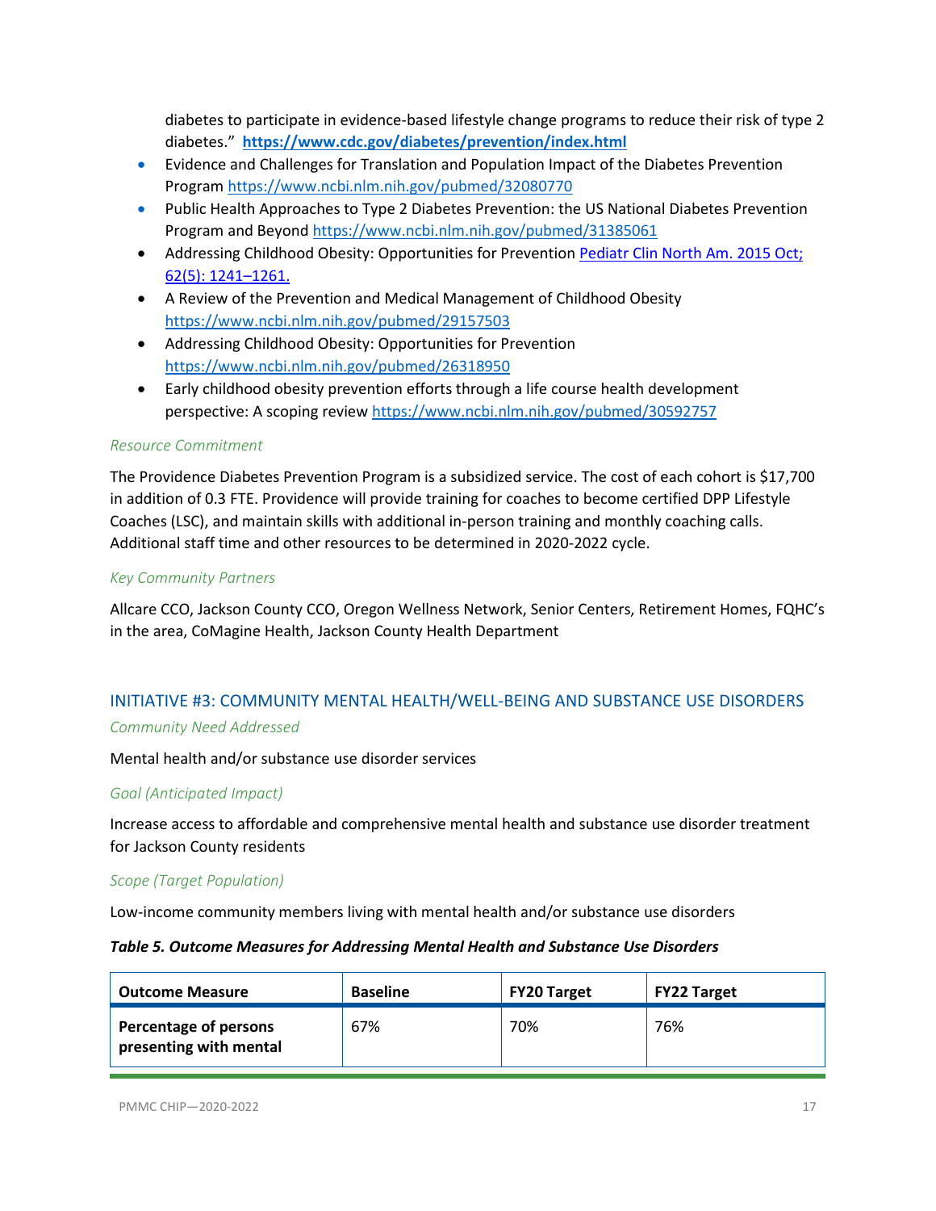diabetes to participate in evidence-based lifestyle change programs to reduce their risk of type 2 diabetes." **[https://www.cdc.gov/diabetes/prevention/index.html](https://www.cdc.gov/diabetes/prevention/index.html)**

- Evidence and Challenges for Translation and Population Impact of the Diabetes Prevention Program [https://www.ncbi.nlm.nih.gov/pubmed/32080770](https://www.ncbi.nlm.nih.gov/pubmed/32080770)
- Public Health Approaches to Type 2 Diabetes Prevention: the US National Diabetes Prevention Program and Beyond [https://www.ncbi.nlm.nih.gov/pubmed/31385061](https://www.ncbi.nlm.nih.gov/pubmed/31385061)
- Addressing Childhood Obesity: Opportunities for Prevention Pediatr Clin North Am. 2015 Oct; 62(5): 1241–1261.
- A Review of the Prevention and Medical Management of Childhood Obesity [https://www.ncbi.nlm.nih.gov/pubmed/29157503](https://www.ncbi.nlm.nih.gov/pubmed/29157503)
- Addressing Childhood Obesity: Opportunities for Prevention [https://www.ncbi.nlm.nih.gov/pubmed/26318950](https://www.ncbi.nlm.nih.gov/pubmed/26318950)
- Early childhood obesity prevention efforts through a life course health development perspective: A scoping review [https://www.ncbi.nlm.nih.gov/pubmed/30592757](https://www.ncbi.nlm.nih.gov/pubmed/30592757)

*Resource Commitment*

The Providence Diabetes Prevention Program is a subsidized service. The cost of each cohort is $17,700 in addition of 0.3 FTE. Providence will provide training for coaches to become certified DPP Lifestyle Coaches (LSC), and maintain skills with additional in-person training and monthly coaching calls. Additional staff time and other resources to be determined in 2020-2022 cycle.

*Key Community Partners*

Allcare CCO, Jackson County CCO, Oregon Wellness Network, Senior Centers, Retirement Homes, FQHC's in the area, CoMagine Health, Jackson County Health Department

## INITIATIVE #3: COMMUNITY MENTAL HEALTH/WELL-BEING AND SUBSTANCE USE DISORDERS

*Community Need Addressed*

Mental health and/or substance use disorder services

*Goal (Anticipated Impact)*

Increase access to affordable and comprehensive mental health and substance use disorder treatment for Jackson County residents

*Scope (Target Population)*

Low-income community members living with mental health and/or substance use disorders

***Table 5. Outcome Measures for Addressing Mental Health and Substance Use Disorders***

| Outcome Measure | Baseline | FY20 Target | FY22 Target |
|---|---|---|---|
| **Percentage of persons presenting with mental** | 67% | 70% | 76% |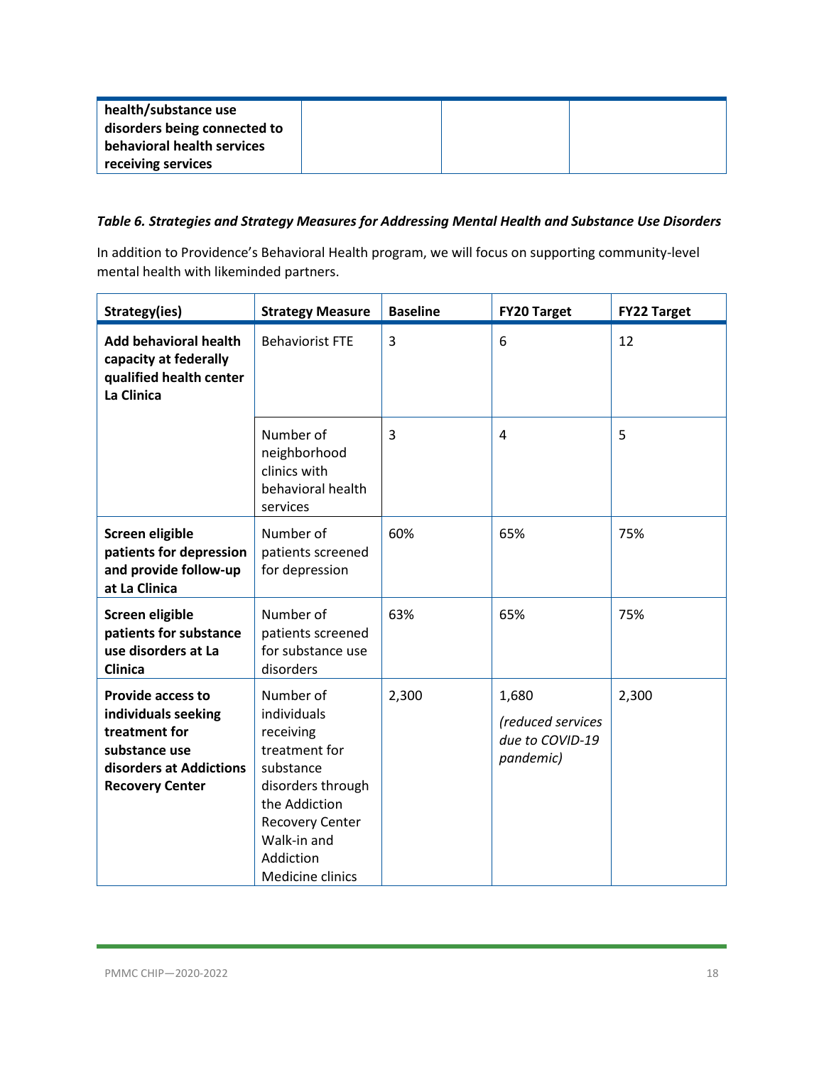| health/substance use disorders being connected to behavioral health services receiving services | | | |
|---|---|---|---|

*Table 6. Strategies and Strategy Measures for Addressing Mental Health and Substance Use Disorders*

In addition to Providence's Behavioral Health program, we will focus on supporting community-level mental health with likeminded partners.

| Strategy(ies) | Strategy Measure | Baseline | FY20 Target | FY22 Target |
|---|---|---|---|---|
| **Add behavioral health capacity at federally qualified health center La Clinica** | Behaviorist FTE | 3 | 6 | 12 |
| | Number of neighborhood clinics with behavioral health services | 3 | 4 | 5 |
| **Screen eligible patients for depression and provide follow-up at La Clinica** | Number of patients screened for depression | 60% | 65% | 75% |
| **Screen eligible patients for substance use disorders at La Clinica** | Number of patients screened for substance use disorders | 63% | 65% | 75% |
| **Provide access to individuals seeking treatment for substance use disorders at Addictions Recovery Center** | Number of individuals receiving treatment for substance disorders through the Addiction Recovery Center Walk-in and Addiction Medicine clinics | 2,300 | 1,680 *(reduced services due to COVID-19 pandemic)* | 2,300 |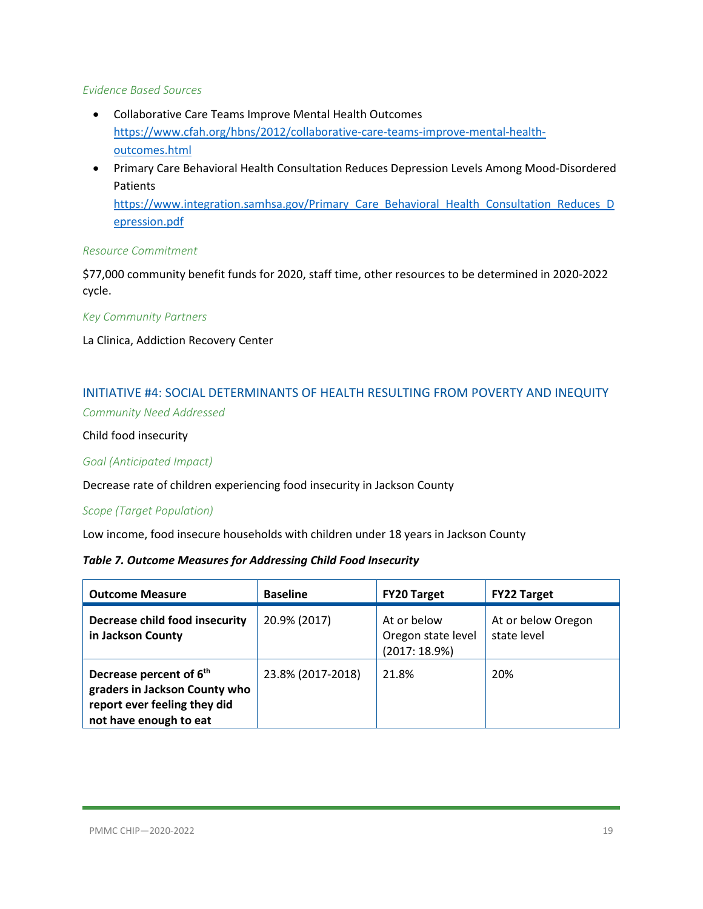*Evidence Based Sources*

- Collaborative Care Teams Improve Mental Health Outcomes https://www.cfah.org/hbns/2012/collaborative-care-teams-improve-mental-health-outcomes.html
- Primary Care Behavioral Health Consultation Reduces Depression Levels Among Mood-Disordered Patients https://www.integration.samhsa.gov/Primary_Care_Behavioral_Health_Consultation_Reduces_Depression.pdf

*Resource Commitment*

$77,000 community benefit funds for 2020, staff time, other resources to be determined in 2020-2022 cycle.

*Key Community Partners*

La Clinica, Addiction Recovery Center

## INITIATIVE #4: SOCIAL DETERMINANTS OF HEALTH RESULTING FROM POVERTY AND INEQUITY

*Community Need Addressed*

Child food insecurity

*Goal (Anticipated Impact)*

Decrease rate of children experiencing food insecurity in Jackson County

*Scope (Target Population)*

Low income, food insecure households with children under 18 years in Jackson County

***Table 7. Outcome Measures for Addressing Child Food Insecurity***

| Outcome Measure | Baseline | FY20 Target | FY22 Target |
| --- | --- | --- | --- |
| **Decrease child food insecurity in Jackson County** | 20.9% (2017) | At or below Oregon state level (2017: 18.9%) | At or below Oregon state level |
| **Decrease percent of 6th graders in Jackson County who report ever feeling they did not have enough to eat** | 23.8% (2017-2018) | 21.8% | 20% |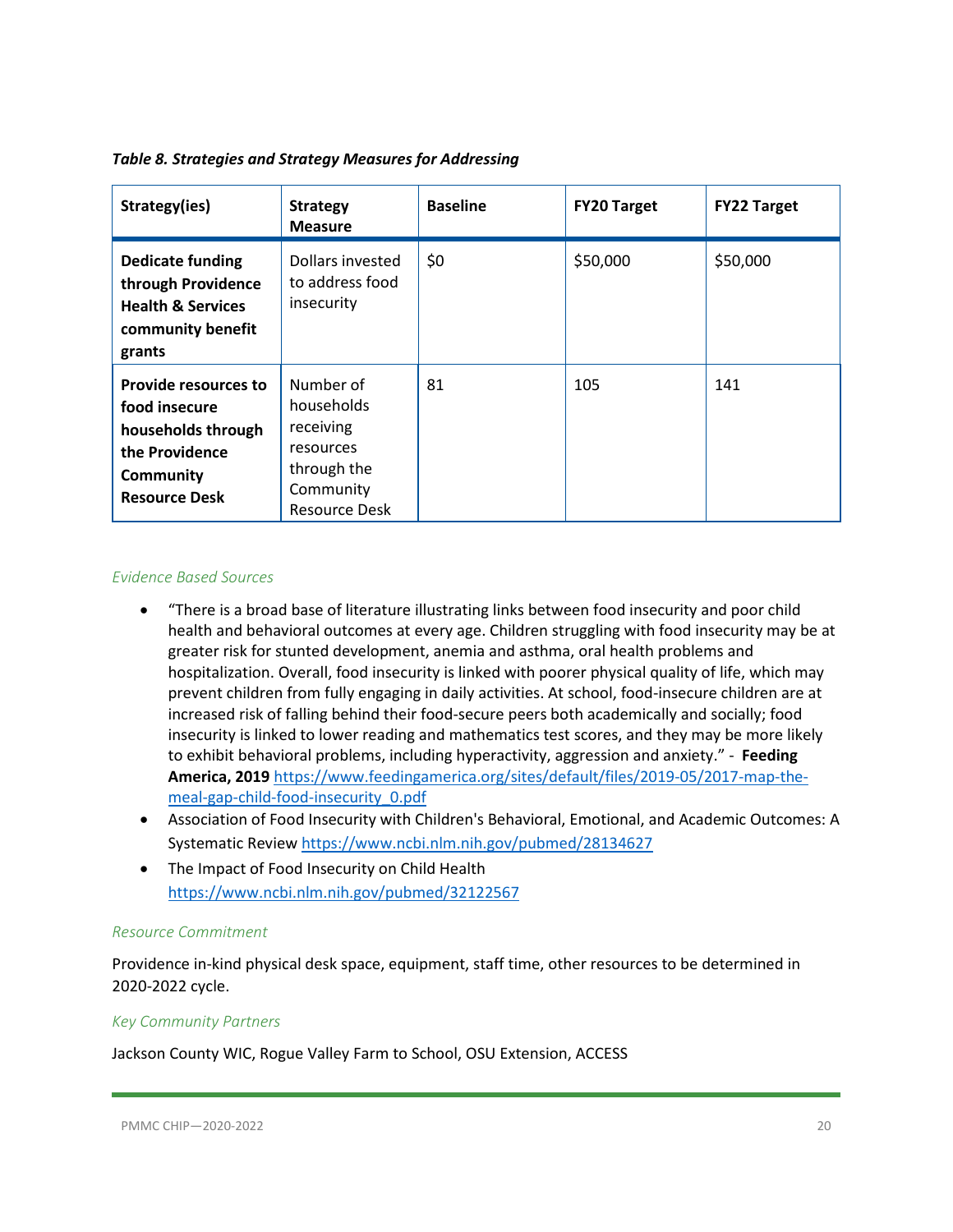*Table 8. Strategies and Strategy Measures for Addressing*

| Strategy(ies) | Strategy Measure | Baseline | FY20 Target | FY22 Target |
|---|---|---|---|---|
| **Dedicate funding through Providence Health & Services community benefit grants** | Dollars invested to address food insecurity | $0 | $50,000 | $50,000 |
| **Provide resources to food insecure households through the Providence Community Resource Desk** | Number of households receiving resources through the Community Resource Desk | 81 | 105 | 141 |

*Evidence Based Sources*

- "There is a broad base of literature illustrating links between food insecurity and poor child health and behavioral outcomes at every age. Children struggling with food insecurity may be at greater risk for stunted development, anemia and asthma, oral health problems and hospitalization. Overall, food insecurity is linked with poorer physical quality of life, which may prevent children from fully engaging in daily activities. At school, food-insecure children are at increased risk of falling behind their food-secure peers both academically and socially; food insecurity is linked to lower reading and mathematics test scores, and they may be more likely to exhibit behavioral problems, including hyperactivity, aggression and anxiety." - **Feeding America, 2019** https://www.feedingamerica.org/sites/default/files/2019-05/2017-map-the-meal-gap-child-food-insecurity_0.pdf
- Association of Food Insecurity with Children's Behavioral, Emotional, and Academic Outcomes: A Systematic Review https://www.ncbi.nlm.nih.gov/pubmed/28134627
- The Impact of Food Insecurity on Child Health https://www.ncbi.nlm.nih.gov/pubmed/32122567

*Resource Commitment*

Providence in-kind physical desk space, equipment, staff time, other resources to be determined in 2020-2022 cycle.

*Key Community Partners*

Jackson County WIC, Rogue Valley Farm to School, OSU Extension, ACCESS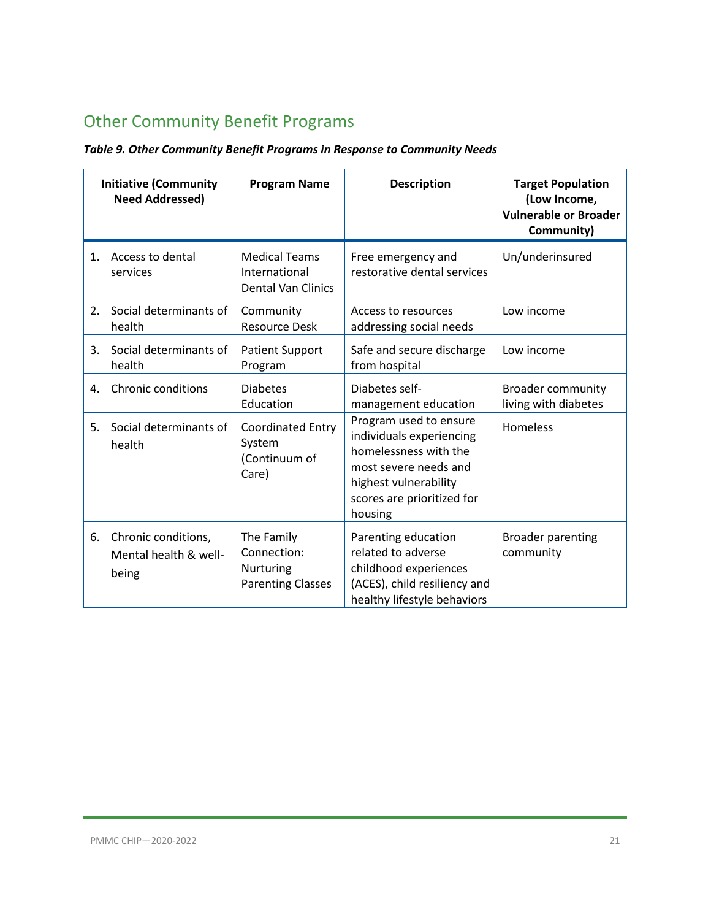## Other Community Benefit Programs

***Table 9. Other Community Benefit Programs in Response to Community Needs***

| Initiative (Community Need Addressed) | Program Name | Description | Target Population (Low Income, Vulnerable or Broader Community) |
|---|---|---|---|
| 1. Access to dental services | Medical Teams International Dental Van Clinics | Free emergency and restorative dental services | Un/underinsured |
| 2. Social determinants of health | Community Resource Desk | Access to resources addressing social needs | Low income |
| 3. Social determinants of health | Patient Support Program | Safe and secure discharge from hospital | Low income |
| 4. Chronic conditions | Diabetes Education | Diabetes self-management education | Broader community living with diabetes |
| 5. Social determinants of health | Coordinated Entry System (Continuum of Care) | Program used to ensure individuals experiencing homelessness with the most severe needs and highest vulnerability scores are prioritized for housing | Homeless |
| 6. Chronic conditions, Mental health & well-being | The Family Connection: Nurturing Parenting Classes | Parenting education related to adverse childhood experiences (ACES), child resiliency and healthy lifestyle behaviors | Broader parenting community |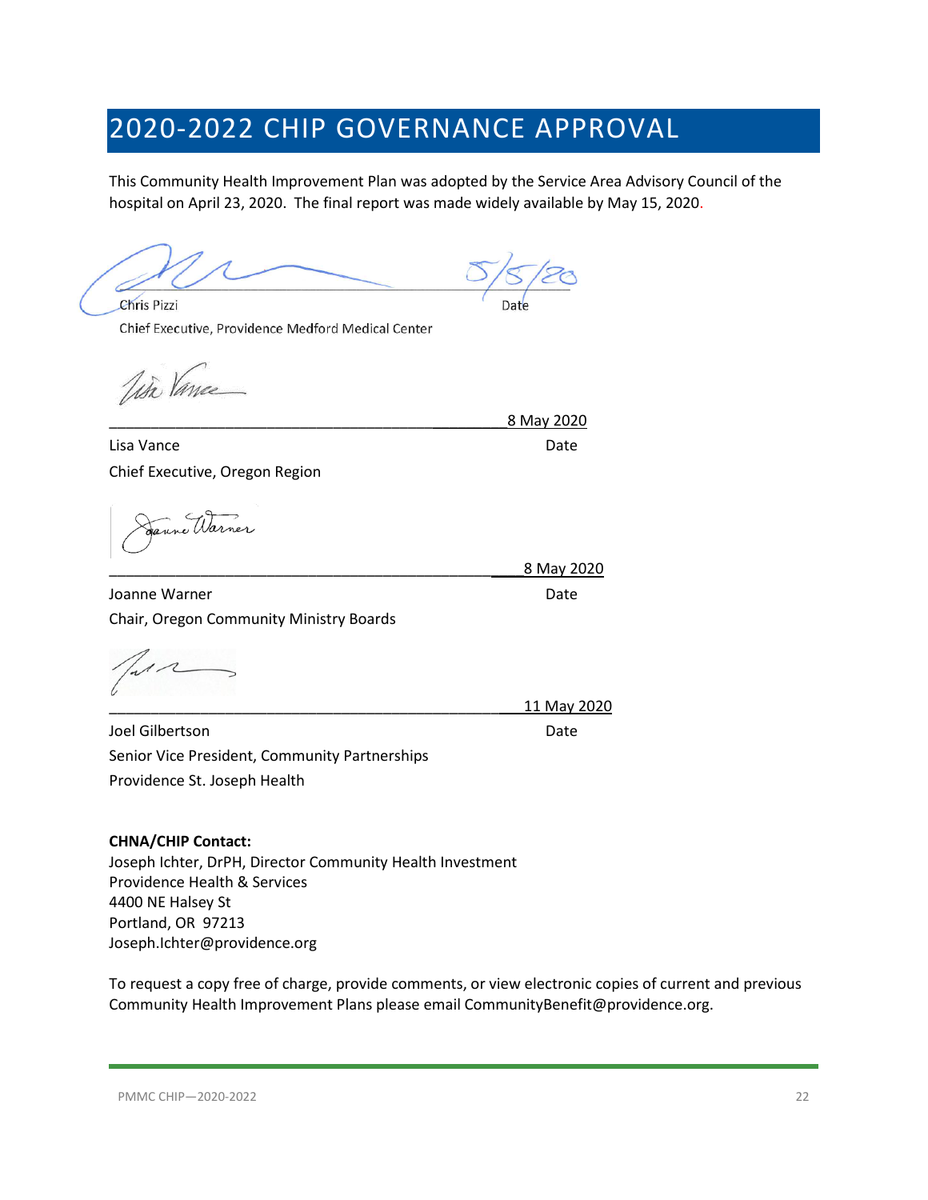# 2020-2022 CHIP GOVERNANCE APPROVAL

This Community Health Improvement Plan was adopted by the Service Area Advisory Council of the hospital on April 23, 2020. The final report was made widely available by May 15, 2020.

5/5/20

Chris Pizzi — Date

Chief Executive, Providence Medford Medical Center

8 May 2020

Lisa Vance — Date

Chief Executive, Oregon Region

8 May 2020

Joanne Warner — Date

Chair, Oregon Community Ministry Boards

11 May 2020

Joel Gilbertson — Date

Senior Vice President, Community Partnerships

Providence St. Joseph Health

**CHNA/CHIP Contact:**

Joseph Ichter, DrPH, Director Community Health Investment
Providence Health & Services
4400 NE Halsey St
Portland, OR 97213
Joseph.Ichter@providence.org

To request a copy free of charge, provide comments, or view electronic copies of current and previous Community Health Improvement Plans please email CommunityBenefit@providence.org.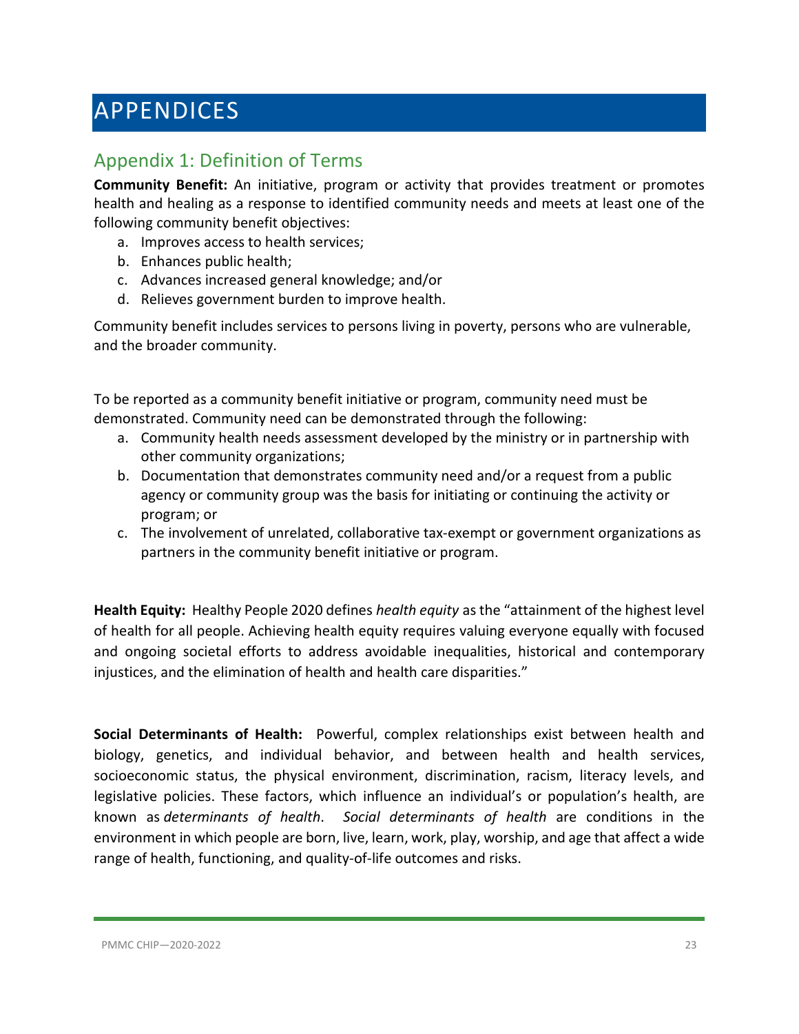# APPENDICES

## Appendix 1: Definition of Terms

**Community Benefit:** An initiative, program or activity that provides treatment or promotes health and healing as a response to identified community needs and meets at least one of the following community benefit objectives:

a. Improves access to health services;
b. Enhances public health;
c. Advances increased general knowledge; and/or
d. Relieves government burden to improve health.

Community benefit includes services to persons living in poverty, persons who are vulnerable, and the broader community.

To be reported as a community benefit initiative or program, community need must be demonstrated. Community need can be demonstrated through the following:

a. Community health needs assessment developed by the ministry or in partnership with other community organizations;
b. Documentation that demonstrates community need and/or a request from a public agency or community group was the basis for initiating or continuing the activity or program; or
c. The involvement of unrelated, collaborative tax-exempt or government organizations as partners in the community benefit initiative or program.

**Health Equity:** Healthy People 2020 defines *health equity* as the "attainment of the highest level of health for all people. Achieving health equity requires valuing everyone equally with focused and ongoing societal efforts to address avoidable inequalities, historical and contemporary injustices, and the elimination of health and health care disparities."

**Social Determinants of Health:** Powerful, complex relationships exist between health and biology, genetics, and individual behavior, and between health and health services, socioeconomic status, the physical environment, discrimination, racism, literacy levels, and legislative policies. These factors, which influence an individual's or population's health, are known as *determinants of health*. *Social determinants of health* are conditions in the environment in which people are born, live, learn, work, play, worship, and age that affect a wide range of health, functioning, and quality-of-life outcomes and risks.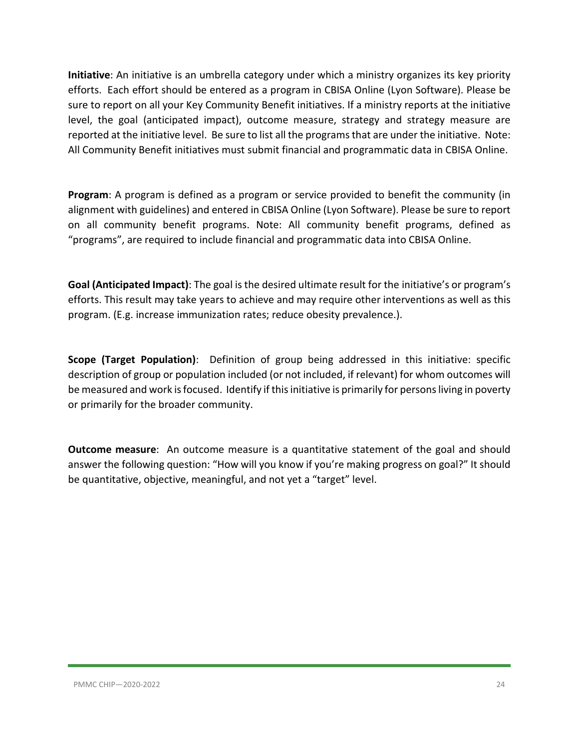**Initiative**: An initiative is an umbrella category under which a ministry organizes its key priority efforts. Each effort should be entered as a program in CBISA Online (Lyon Software). Please be sure to report on all your Key Community Benefit initiatives. If a ministry reports at the initiative level, the goal (anticipated impact), outcome measure, strategy and strategy measure are reported at the initiative level. Be sure to list all the programs that are under the initiative. Note: All Community Benefit initiatives must submit financial and programmatic data in CBISA Online.

**Program**: A program is defined as a program or service provided to benefit the community (in alignment with guidelines) and entered in CBISA Online (Lyon Software). Please be sure to report on all community benefit programs. Note: All community benefit programs, defined as "programs", are required to include financial and programmatic data into CBISA Online.

**Goal (Anticipated Impact)**: The goal is the desired ultimate result for the initiative's or program's efforts. This result may take years to achieve and may require other interventions as well as this program. (E.g. increase immunization rates; reduce obesity prevalence.).

**Scope (Target Population)**: Definition of group being addressed in this initiative: specific description of group or population included (or not included, if relevant) for whom outcomes will be measured and work is focused. Identify if this initiative is primarily for persons living in poverty or primarily for the broader community.

**Outcome measure**: An outcome measure is a quantitative statement of the goal and should answer the following question: "How will you know if you're making progress on goal?" It should be quantitative, objective, meaningful, and not yet a "target" level.